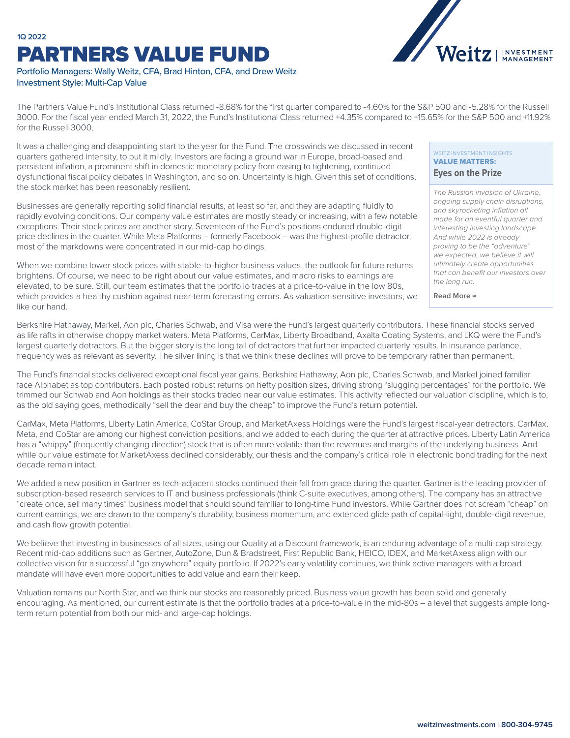1Q 2022

# PARTNERS VALUE FUND

Portfolio Managers: Wally Weitz, CFA, Brad Hinton, CFA, and Drew Weitz
Investment Style: Multi-Cap Value

The Partners Value Fund's Institutional Class returned -8.68% for the first quarter compared to -4.60% for the S&P 500 and -5.28% for the Russell 3000. For the fiscal year ended March 31, 2022, the Fund's Institutional Class returned +4.35% compared to +15.65% for the S&P 500 and +11.92% for the Russell 3000.

It was a challenging and disappointing start to the year for the Fund. The crosswinds we discussed in recent quarters gathered intensity, to put it mildly. Investors are facing a ground war in Europe, broad-based and persistent inflation, a prominent shift in domestic monetary policy from easing to tightening, continued dysfunctional fiscal policy debates in Washington, and so on. Uncertainty is high. Given this set of conditions, the stock market has been reasonably resilient.

Businesses are generally reporting solid financial results, at least so far, and they are adapting fluidly to rapidly evolving conditions. Our company value estimates are mostly steady or increasing, with a few notable exceptions. Their stock prices are another story. Seventeen of the Fund's positions endured double-digit price declines in the quarter. While Meta Platforms – formerly Facebook – was the highest-profile detractor, most of the markdowns were concentrated in our mid-cap holdings.

When we combine lower stock prices with stable-to-higher business values, the outlook for future returns brightens. Of course, we need to be right about our value estimates, and macro risks to earnings are elevated, to be sure. Still, our team estimates that the portfolio trades at a price-to-value in the low 80s, which provides a healthy cushion against near-term forecasting errors. As valuation-sensitive investors, we like our hand.

> WEITZ INVESTMENT INSIGHTS
> **VALUE MATTERS:**
> **Eyes on the Prize**
>
> *The Russian invasion of Ukraine, ongoing supply chain disruptions, and skyrocketing inflation all made for an eventful quarter and interesting investing landscape. And while 2022 is already proving to be the "adventure" we expected, we believe it will ultimately create opportunities that can benefit our investors over the long run.*
>
> **Read More →**

Berkshire Hathaway, Markel, Aon plc, Charles Schwab, and Visa were the Fund's largest quarterly contributors. These financial stocks served as life rafts in otherwise choppy market waters. Meta Platforms, CarMax, Liberty Broadband, Axalta Coating Systems, and LKQ were the Fund's largest quarterly detractors. But the bigger story is the long tail of detractors that further impacted quarterly results. In insurance parlance, frequency was as relevant as severity. The silver lining is that we think these declines will prove to be temporary rather than permanent.

The Fund's financial stocks delivered exceptional fiscal year gains. Berkshire Hathaway, Aon plc, Charles Schwab, and Markel joined familiar face Alphabet as top contributors. Each posted robust returns on hefty position sizes, driving strong "slugging percentages" for the portfolio. We trimmed our Schwab and Aon holdings as their stocks traded near our value estimates. This activity reflected our valuation discipline, which is to, as the old saying goes, methodically "sell the dear and buy the cheap" to improve the Fund's return potential.

CarMax, Meta Platforms, Liberty Latin America, CoStar Group, and MarketAxess Holdings were the Fund's largest fiscal-year detractors. CarMax, Meta, and CoStar are among our highest conviction positions, and we added to each during the quarter at attractive prices. Liberty Latin America has a "whippy" (frequently changing direction) stock that is often more volatile than the revenues and margins of the underlying business. And while our value estimate for MarketAxess declined considerably, our thesis and the company's critical role in electronic bond trading for the next decade remain intact.

We added a new position in Gartner as tech-adjacent stocks continued their fall from grace during the quarter. Gartner is the leading provider of subscription-based research services to IT and business professionals (think C-suite executives, among others). The company has an attractive "create once, sell many times" business model that should sound familiar to long-time Fund investors. While Gartner does not scream "cheap" on current earnings, we are drawn to the company's durability, business momentum, and extended glide path of capital-light, double-digit revenue, and cash flow growth potential.

We believe that investing in businesses of all sizes, using our Quality at a Discount framework, is an enduring advantage of a multi-cap strategy. Recent mid-cap additions such as Gartner, AutoZone, Dun & Bradstreet, First Republic Bank, HEICO, IDEX, and MarketAxess align with our collective vision for a successful "go anywhere" equity portfolio. If 2022's early volatility continues, we think active managers with a broad mandate will have even more opportunities to add value and earn their keep.

Valuation remains our North Star, and we think our stocks are reasonably priced. Business value growth has been solid and generally encouraging. As mentioned, our current estimate is that the portfolio trades at a price-to-value in the mid-80s – a level that suggests ample long-term return potential from both our mid- and large-cap holdings.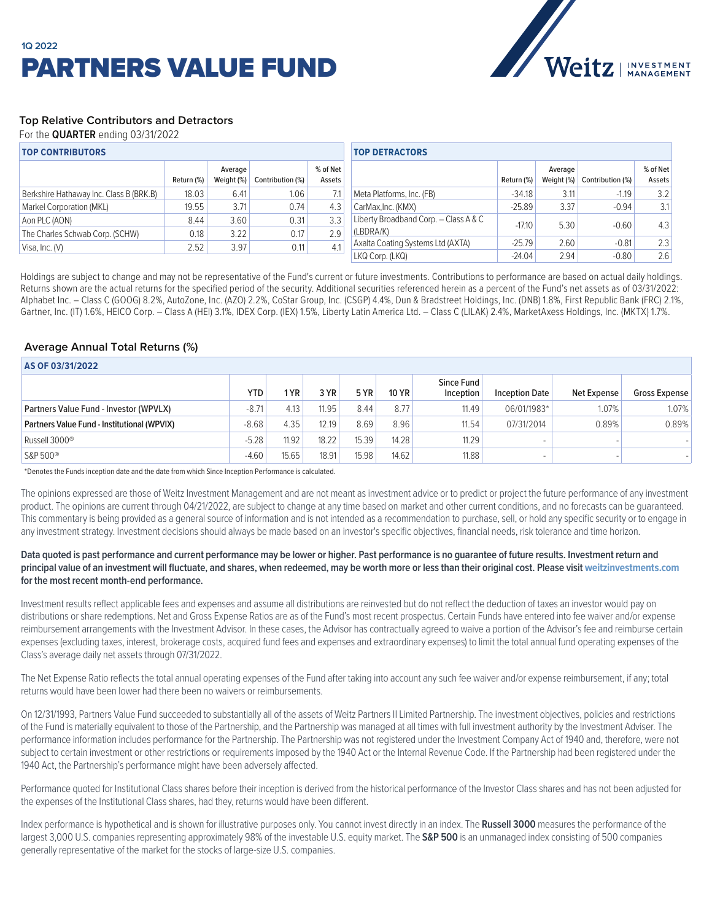1Q 2022

# PARTNERS VALUE FUND

### Top Relative Contributors and Detractors

For the **QUARTER** ending 03/31/2022

| TOP CONTRIBUTORS | Return (%) | Average Weight (%) | Contribution (%) | % of Net Assets |
|---|---|---|---|---|
| Berkshire Hathaway Inc. Class B (BRK.B) | 18.03 | 6.41 | 1.06 | 7.1 |
| Markel Corporation (MKL) | 19.55 | 3.71 | 0.74 | 4.3 |
| Aon PLC (AON) | 8.44 | 3.60 | 0.31 | 3.3 |
| The Charles Schwab Corp. (SCHW) | 0.18 | 3.22 | 0.17 | 2.9 |
| Visa, Inc. (V) | 2.52 | 3.97 | 0.11 | 4.1 |

| TOP DETRACTORS | Return (%) | Average Weight (%) | Contribution (%) | % of Net Assets |
|---|---|---|---|---|
| Meta Platforms, Inc. (FB) | -34.18 | 3.11 | -1.19 | 3.2 |
| CarMax,Inc. (KMX) | -25.89 | 3.37 | -0.94 | 3.1 |
| Liberty Broadband Corp. – Class A & C (LBDRA/K) | -17.10 | 5.30 | -0.60 | 4.3 |
| Axalta Coating Systems Ltd (AXTA) | -25.79 | 2.60 | -0.81 | 2.3 |
| LKQ Corp. (LKQ) | -24.04 | 2.94 | -0.80 | 2.6 |

Holdings are subject to change and may not be representative of the Fund's current or future investments. Contributions to performance are based on actual daily holdings. Returns shown are the actual returns for the specified period of the security. Additional securities referenced herein as a percent of the Fund's net assets as of 03/31/2022: Alphabet Inc. – Class C (GOOG) 8.2%, AutoZone, Inc. (AZO) 2.2%, CoStar Group, Inc. (CSGP) 4.4%, Dun & Bradstreet Holdings, Inc. (DNB) 1.8%, First Republic Bank (FRC) 2.1%, Gartner, Inc. (IT) 1.6%, HEICO Corp. – Class A (HEI) 3.1%, IDEX Corp. (IEX) 1.5%, Liberty Latin America Ltd. – Class C (LILAK) 2.4%, MarketAxess Holdings, Inc. (MKTX) 1.7%.

### Average Annual Total Returns (%)

| AS OF 03/31/2022 | YTD | 1 YR | 3 YR | 5 YR | 10 YR | Since Fund Inception | Inception Date | Net Expense | Gross Expense |
|---|---|---|---|---|---|---|---|---|---|
| Partners Value Fund - Investor (WPVLX) | -8.71 | 4.13 | 11.95 | 8.44 | 8.77 | 11.49 | 06/01/1983* | 1.07% | 1.07% |
| Partners Value Fund - Institutional (WPVIX) | -8.68 | 4.35 | 12.19 | 8.69 | 8.96 | 11.54 | 07/31/2014 | 0.89% | 0.89% |
| Russell 3000® | -5.28 | 11.92 | 18.22 | 15.39 | 14.28 | 11.29 | - | - | - |
| S&P 500® | -4.60 | 15.65 | 18.91 | 15.98 | 14.62 | 11.88 | - | - | - |

*Denotes the Funds inception date and the date from which Since Inception Performance is calculated.

The opinions expressed are those of Weitz Investment Management and are not meant as investment advice or to predict or project the future performance of any investment product. The opinions are current through 04/21/2022, are subject to change at any time based on market and other current conditions, and no forecasts can be guaranteed. This commentary is being provided as a general source of information and is not intended as a recommendation to purchase, sell, or hold any specific security or to engage in any investment strategy. Investment decisions should always be made based on an investor's specific objectives, financial needs, risk tolerance and time horizon.

**Data quoted is past performance and current performance may be lower or higher. Past performance is no guarantee of future results. Investment return and principal value of an investment will fluctuate, and shares, when redeemed, may be worth more or less than their original cost. Please visit weitzinvestments.com for the most recent month-end performance.**

Investment results reflect applicable fees and expenses and assume all distributions are reinvested but do not reflect the deduction of taxes an investor would pay on distributions or share redemptions. Net and Gross Expense Ratios are as of the Fund's most recent prospectus. Certain Funds have entered into fee waiver and/or expense reimbursement arrangements with the Investment Advisor. In these cases, the Advisor has contractually agreed to waive a portion of the Advisor's fee and reimburse certain expenses (excluding taxes, interest, brokerage costs, acquired fund fees and expenses and extraordinary expenses) to limit the total annual fund operating expenses of the Class's average daily net assets through 07/31/2022.

The Net Expense Ratio reflects the total annual operating expenses of the Fund after taking into account any such fee waiver and/or expense reimbursement, if any; total returns would have been lower had there been no waivers or reimbursements.

On 12/31/1993, Partners Value Fund succeeded to substantially all of the assets of Weitz Partners II Limited Partnership. The investment objectives, policies and restrictions of the Fund is materially equivalent to those of the Partnership, and the Partnership was managed at all times with full investment authority by the Investment Adviser. The performance information includes performance for the Partnership. The Partnership was not registered under the Investment Company Act of 1940 and, therefore, were not subject to certain investment or other restrictions or requirements imposed by the 1940 Act or the Internal Revenue Code. If the Partnership had been registered under the 1940 Act, the Partnership's performance might have been adversely affected.

Performance quoted for Institutional Class shares before their inception is derived from the historical performance of the Investor Class shares and has not been adjusted for the expenses of the Institutional Class shares, had they, returns would have been different.

Index performance is hypothetical and is shown for illustrative purposes only. You cannot invest directly in an index. The **Russell 3000** measures the performance of the largest 3,000 U.S. companies representing approximately 98% of the investable U.S. equity market. The **S&P 500** is an unmanaged index consisting of 500 companies generally representative of the market for the stocks of large-size U.S. companies.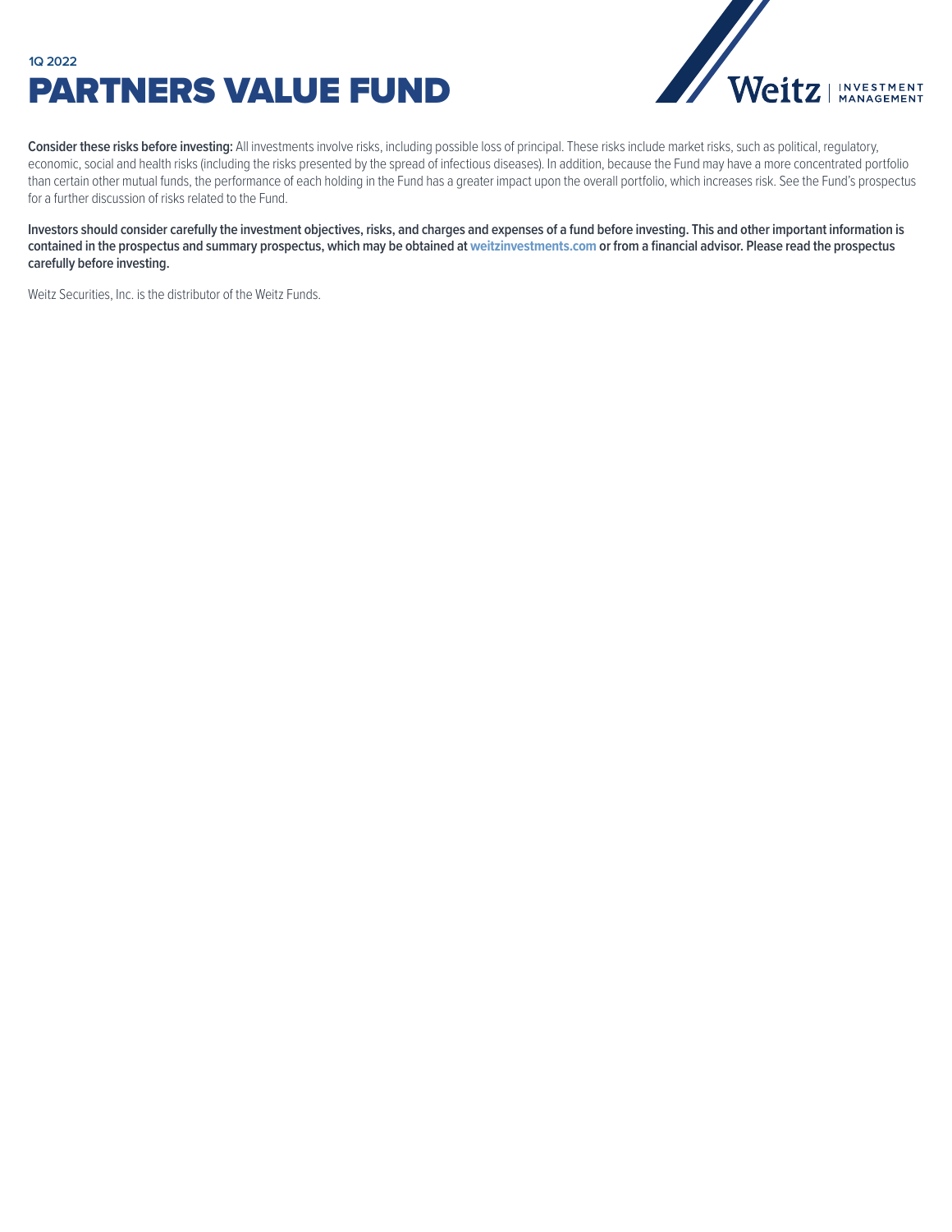1Q 2022

# PARTNERS VALUE FUND

**Consider these risks before investing:** All investments involve risks, including possible loss of principal. These risks include market risks, such as political, regulatory, economic, social and health risks (including the risks presented by the spread of infectious diseases). In addition, because the Fund may have a more concentrated portfolio than certain other mutual funds, the performance of each holding in the Fund has a greater impact upon the overall portfolio, which increases risk. See the Fund's prospectus for a further discussion of risks related to the Fund.

**Investors should consider carefully the investment objectives, risks, and charges and expenses of a fund before investing. This and other important information is contained in the prospectus and summary prospectus, which may be obtained at weitzinvestments.com or from a financial advisor. Please read the prospectus carefully before investing.**

Weitz Securities, Inc. is the distributor of the Weitz Funds.